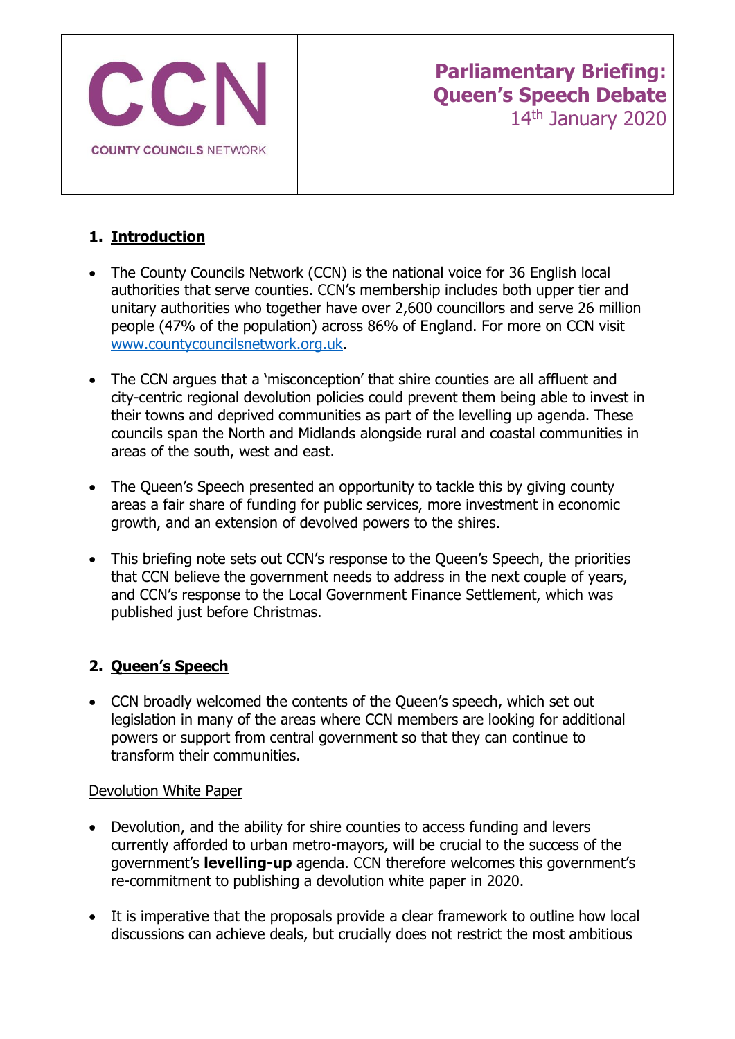**CCN**

**COUNTY COUNCILS NETWORK**

# Parliamentary Briefing: Queen's Speech Debate

14th January 2020

## 1. Introduction

- The County Councils Network (CCN) is the national voice for 36 English local authorities that serve counties. CCN's membership includes both upper tier and unitary authorities who together have over 2,600 councillors and serve 26 million people (47% of the population) across 86% of England. For more on CCN visit [www.countycouncilsnetwork.org.uk](http://www.countycouncilsnetwork.org.uk).

- The CCN argues that a 'misconception' that shire counties are all affluent and city-centric regional devolution policies could prevent them being able to invest in their towns and deprived communities as part of the levelling up agenda. These councils span the North and Midlands alongside rural and coastal communities in areas of the south, west and east.

- The Queen's Speech presented an opportunity to tackle this by giving county areas a fair share of funding for public services, more investment in economic growth, and an extension of devolved powers to the shires.

- This briefing note sets out CCN's response to the Queen's Speech, the priorities that CCN believe the government needs to address in the next couple of years, and CCN's response to the Local Government Finance Settlement, which was published just before Christmas.

## 2. Queen's Speech

- CCN broadly welcomed the contents of the Queen's speech, which set out legislation in many of the areas where CCN members are looking for additional powers or support from central government so that they can continue to transform their communities.

### Devolution White Paper

- Devolution, and the ability for shire counties to access funding and levers currently afforded to urban metro-mayors, will be crucial to the success of the government's **levelling-up** agenda. CCN therefore welcomes this government's re-commitment to publishing a devolution white paper in 2020.

- It is imperative that the proposals provide a clear framework to outline how local discussions can achieve deals, but crucially does not restrict the most ambitious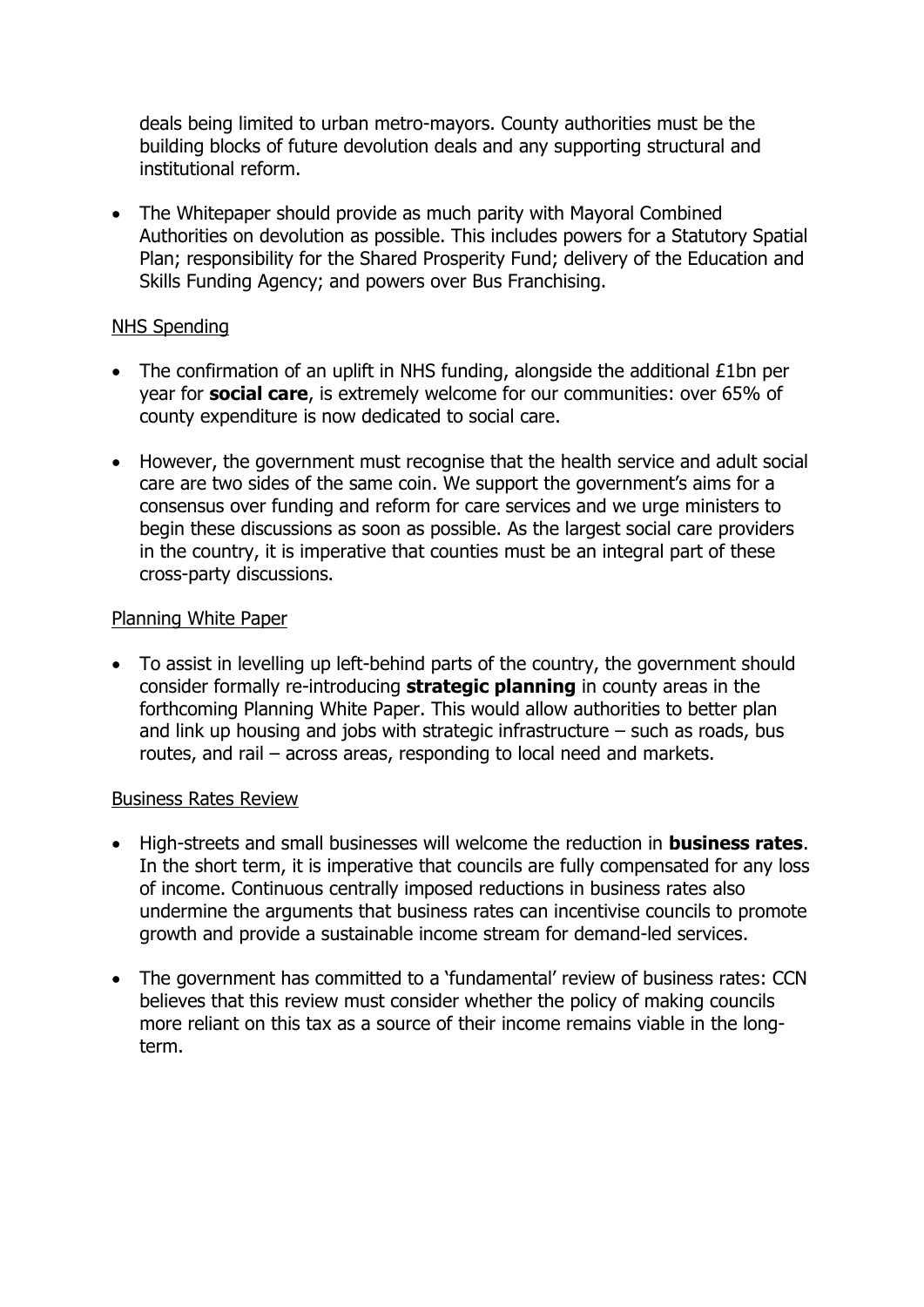deals being limited to urban metro-mayors. County authorities must be the building blocks of future devolution deals and any supporting structural and institutional reform.

- The Whitepaper should provide as much parity with Mayoral Combined Authorities on devolution as possible. This includes powers for a Statutory Spatial Plan; responsibility for the Shared Prosperity Fund; delivery of the Education and Skills Funding Agency; and powers over Bus Franchising.

<u>NHS Spending</u>

- The confirmation of an uplift in NHS funding, alongside the additional £1bn per year for **social care**, is extremely welcome for our communities: over 65% of county expenditure is now dedicated to social care.

- However, the government must recognise that the health service and adult social care are two sides of the same coin. We support the government's aims for a consensus over funding and reform for care services and we urge ministers to begin these discussions as soon as possible. As the largest social care providers in the country, it is imperative that counties must be an integral part of these cross-party discussions.

<u>Planning White Paper</u>

- To assist in levelling up left-behind parts of the country, the government should consider formally re-introducing **strategic planning** in county areas in the forthcoming Planning White Paper. This would allow authorities to better plan and link up housing and jobs with strategic infrastructure – such as roads, bus routes, and rail – across areas, responding to local need and markets.

<u>Business Rates Review</u>

- High-streets and small businesses will welcome the reduction in **business rates**. In the short term, it is imperative that councils are fully compensated for any loss of income. Continuous centrally imposed reductions in business rates also undermine the arguments that business rates can incentivise councils to promote growth and provide a sustainable income stream for demand-led services.

- The government has committed to a 'fundamental' review of business rates: CCN believes that this review must consider whether the policy of making councils more reliant on this tax as a source of their income remains viable in the long-term.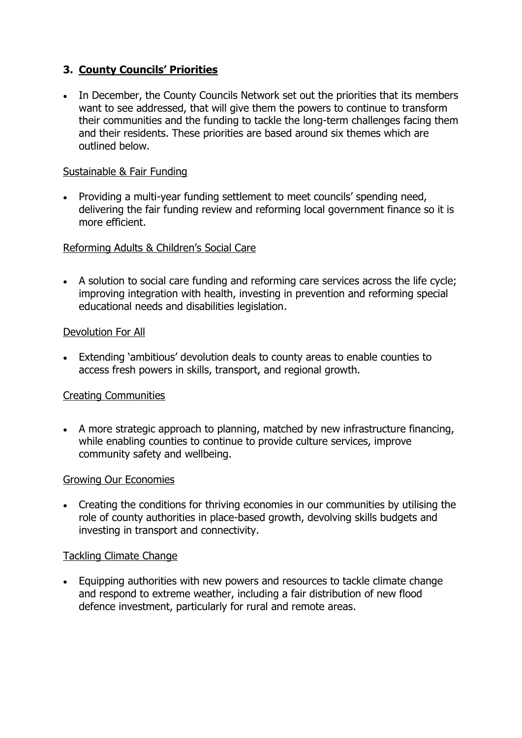## 3. **County Councils' Priorities**

- In December, the County Councils Network set out the priorities that its members want to see addressed, that will give them the powers to continue to transform their communities and the funding to tackle the long-term challenges facing them and their residents. These priorities are based around six themes which are outlined below.

Sustainable & Fair Funding

- Providing a multi-year funding settlement to meet councils' spending need, delivering the fair funding review and reforming local government finance so it is more efficient.

Reforming Adults & Children's Social Care

- A solution to social care funding and reforming care services across the life cycle; improving integration with health, investing in prevention and reforming special educational needs and disabilities legislation*.*

Devolution For All

- Extending 'ambitious' devolution deals to county areas to enable counties to access fresh powers in skills, transport, and regional growth.

Creating Communities

- A more strategic approach to planning, matched by new infrastructure financing, while enabling counties to continue to provide culture services, improve community safety and wellbeing.

Growing Our Economies

- Creating the conditions for thriving economies in our communities by utilising the role of county authorities in place-based growth, devolving skills budgets and investing in transport and connectivity.

Tackling Climate Change

- Equipping authorities with new powers and resources to tackle climate change and respond to extreme weather, including a fair distribution of new flood defence investment, particularly for rural and remote areas.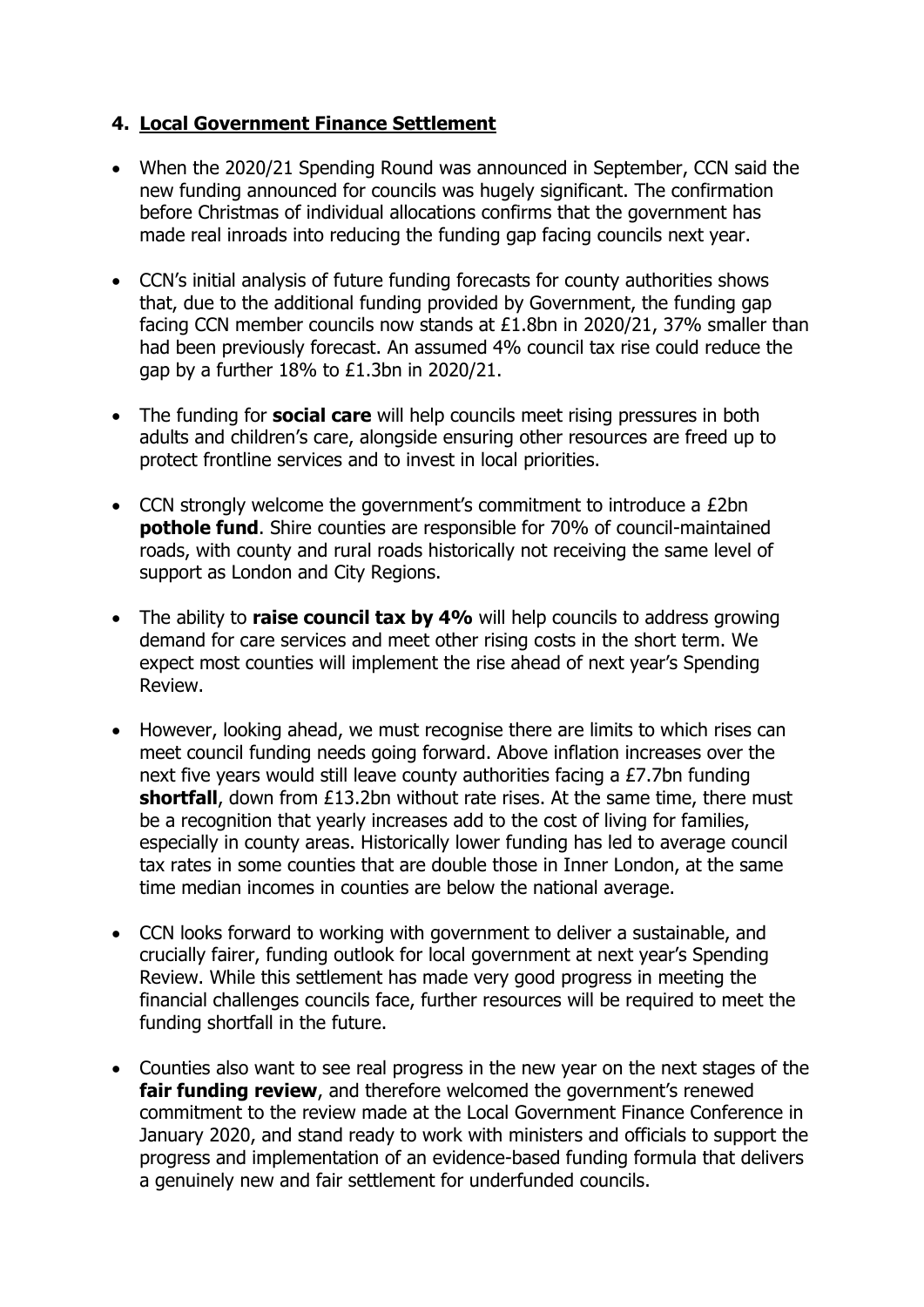## 4. Local Government Finance Settlement

- When the 2020/21 Spending Round was announced in September, CCN said the new funding announced for councils was hugely significant. The confirmation before Christmas of individual allocations confirms that the government has made real inroads into reducing the funding gap facing councils next year.

- CCN's initial analysis of future funding forecasts for county authorities shows that, due to the additional funding provided by Government, the funding gap facing CCN member councils now stands at £1.8bn in 2020/21, 37% smaller than had been previously forecast. An assumed 4% council tax rise could reduce the gap by a further 18% to £1.3bn in 2020/21.

- The funding for **social care** will help councils meet rising pressures in both adults and children's care, alongside ensuring other resources are freed up to protect frontline services and to invest in local priorities.

- CCN strongly welcome the government's commitment to introduce a £2bn **pothole fund**. Shire counties are responsible for 70% of council-maintained roads, with county and rural roads historically not receiving the same level of support as London and City Regions.

- The ability to **raise council tax by 4%** will help councils to address growing demand for care services and meet other rising costs in the short term. We expect most counties will implement the rise ahead of next year's Spending Review.

- However, looking ahead, we must recognise there are limits to which rises can meet council funding needs going forward. Above inflation increases over the next five years would still leave county authorities facing a £7.7bn funding **shortfall**, down from £13.2bn without rate rises. At the same time, there must be a recognition that yearly increases add to the cost of living for families, especially in county areas. Historically lower funding has led to average council tax rates in some counties that are double those in Inner London, at the same time median incomes in counties are below the national average.

- CCN looks forward to working with government to deliver a sustainable, and crucially fairer, funding outlook for local government at next year's Spending Review. While this settlement has made very good progress in meeting the financial challenges councils face, further resources will be required to meet the funding shortfall in the future.

- Counties also want to see real progress in the new year on the next stages of the **fair funding review**, and therefore welcomed the government's renewed commitment to the review made at the Local Government Finance Conference in January 2020, and stand ready to work with ministers and officials to support the progress and implementation of an evidence-based funding formula that delivers a genuinely new and fair settlement for underfunded councils.